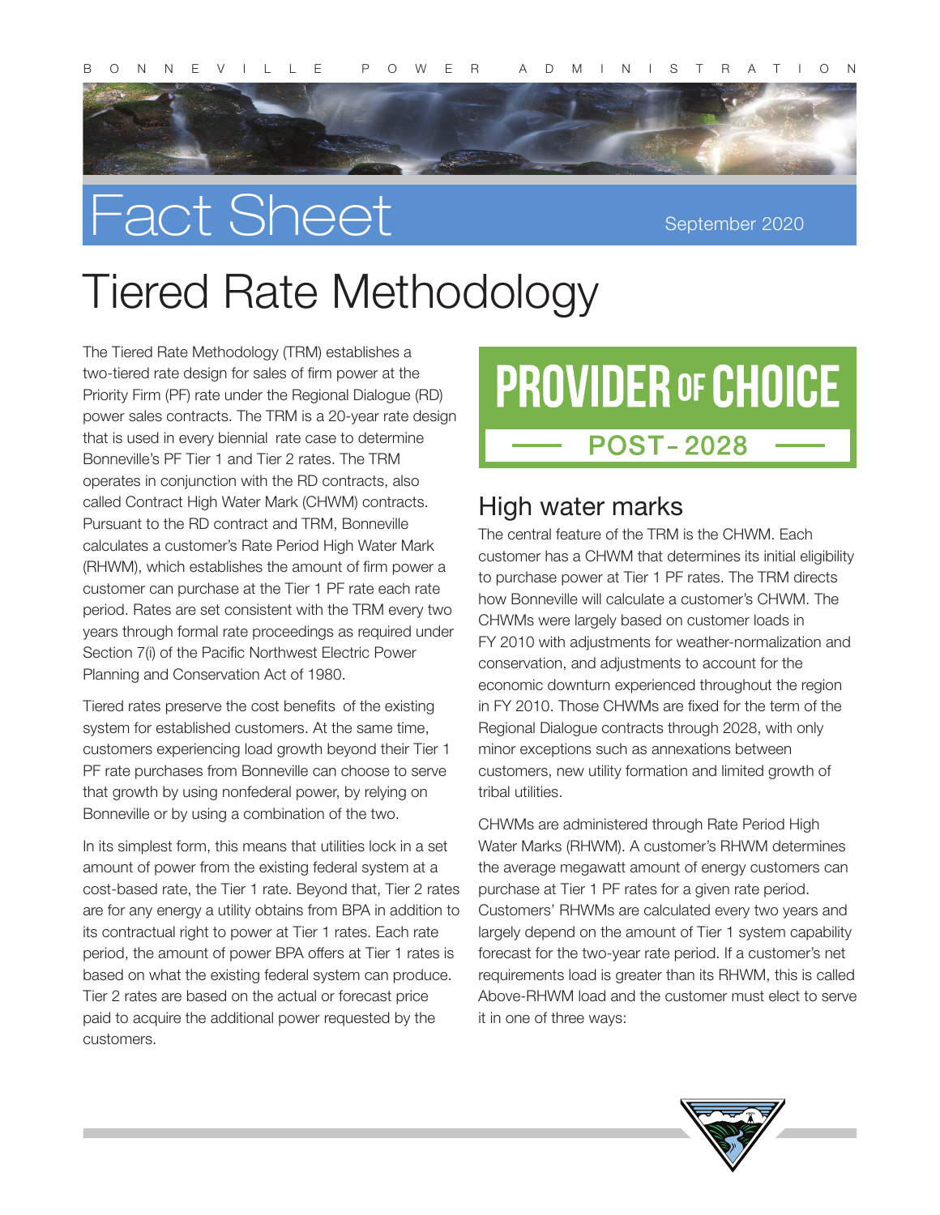Fact Sheet

September 2020

# Tiered Rate Methodology

The Tiered Rate Methodology (TRM) establishes a two-tiered rate design for sales of firm power at the Priority Firm (PF) rate under the Regional Dialogue (RD) power sales contracts. The TRM is a 20-year rate design that is used in every biennial rate case to determine Bonneville's PF Tier 1 and Tier 2 rates. The TRM operates in conjunction with the RD contracts, also called Contract High Water Mark (CHWM) contracts. Pursuant to the RD contract and TRM, Bonneville calculates a customer's Rate Period High Water Mark (RHWM), which establishes the amount of firm power a customer can purchase at the Tier 1 PF rate each rate period. Rates are set consistent with the TRM every two years through formal rate proceedings as required under Section 7(i) of the Pacific Northwest Electric Power Planning and Conservation Act of 1980.

Tiered rates preserve the cost benefits of the existing system for established customers. At the same time, customers experiencing load growth beyond their Tier 1 PF rate purchases from Bonneville can choose to serve that growth by using nonfederal power, by relying on Bonneville or by using a combination of the two.

In its simplest form, this means that utilities lock in a set amount of power from the existing federal system at a cost-based rate, the Tier 1 rate. Beyond that, Tier 2 rates are for any energy a utility obtains from BPA in addition to its contractual right to power at Tier 1 rates. Each rate period, the amount of power BPA offers at Tier 1 rates is based on what the existing federal system can produce. Tier 2 rates are based on the actual or forecast price paid to acquire the additional power requested by the customers.

**PROVIDER OF CHOICE**

**POST-2028**

## High water marks

The central feature of the TRM is the CHWM. Each customer has a CHWM that determines its initial eligibility to purchase power at Tier 1 PF rates. The TRM directs how Bonneville will calculate a customer's CHWM. The CHWMs were largely based on customer loads in FY 2010 with adjustments for weather-normalization and conservation, and adjustments to account for the economic downturn experienced throughout the region in FY 2010. Those CHWMs are fixed for the term of the Regional Dialogue contracts through 2028, with only minor exceptions such as annexations between customers, new utility formation and limited growth of tribal utilities.

CHWMs are administered through Rate Period High Water Marks (RHWM). A customer's RHWM determines the average megawatt amount of energy customers can purchase at Tier 1 PF rates for a given rate period. Customers' RHWMs are calculated every two years and largely depend on the amount of Tier 1 system capability forecast for the two-year rate period. If a customer's net requirements load is greater than its RHWM, this is called Above-RHWM load and the customer must elect to serve it in one of three ways: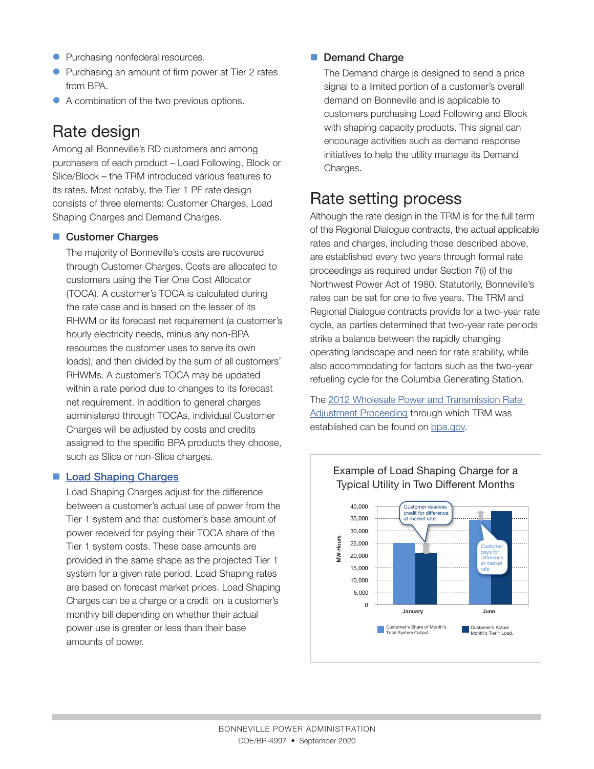- Purchasing nonfederal resources.
- Purchasing an amount of firm power at Tier 2 rates from BPA.
- A combination of the two previous options.

# Rate design

Among all Bonneville's RD customers and among purchasers of each product – Load Following, Block or Slice/Block – the TRM introduced various features to its rates. Most notably, the Tier 1 PF rate design consists of three elements: Customer Charges, Load Shaping Charges and Demand Charges.

## Customer Charges

The majority of Bonneville's costs are recovered through Customer Charges. Costs are allocated to customers using the Tier One Cost Allocator (TOCA). A customer's TOCA is calculated during the rate case and is based on the lesser of its RHWM or its forecast net requirement (a customer's hourly electricity needs, minus any non-BPA resources the customer uses to serve its own loads), and then divided by the sum of all customers' RHWMs. A customer's TOCA may be updated within a rate period due to changes to its forecast net requirement. In addition to general charges administered through TOCAs, individual Customer Charges will be adjusted by costs and credits assigned to the specific BPA products they choose, such as Slice or non-Slice charges.

## Load Shaping Charges

Load Shaping Charges adjust for the difference between a customer's actual use of power from the Tier 1 system and that customer's base amount of power received for paying their TOCA share of the Tier 1 system costs. These base amounts are provided in the same shape as the projected Tier 1 system for a given rate period. Load Shaping rates are based on forecast market prices. Load Shaping Charges can be a charge or a credit on a customer's monthly bill depending on whether their actual power use is greater or less than their base amounts of power.

## Demand Charge

The Demand charge is designed to send a price signal to a limited portion of a customer's overall demand on Bonneville and is applicable to customers purchasing Load Following and Block with shaping capacity products. This signal can encourage activities such as demand response initiatives to help the utility manage its Demand Charges.

# Rate setting process

Although the rate design in the TRM is for the full term of the Regional Dialogue contracts, the actual applicable rates and charges, including those described above, are established every two years through formal rate proceedings as required under Section 7(i) of the Northwest Power Act of 1980. Statutorily, Bonneville's rates can be set for one to five years. The TRM and Regional Dialogue contracts provide for a two-year rate cycle, as parties determined that two-year rate periods strike a balance between the rapidly changing operating landscape and need for rate stability, while also accommodating for factors such as the two-year refueling cycle for the Columbia Generating Station.

The [2012 Wholesale Power and Transmission Rate Adjustment Proceeding](bpa.gov) through which TRM was established can be found on [bpa.gov](bpa.gov).

Example of Load Shaping Charge for a Typical Utility in Two Different Months

MW-Hours

40,000
35,000
30,000
25,000
20,000
15,000
10,000
5,000
0

January
June

Customer receives credit for difference at market rate

Customer pays for difference at market rate

Customer's Share of Month's Total System Output.

Customer's Actual Month's Tier 1 Load.